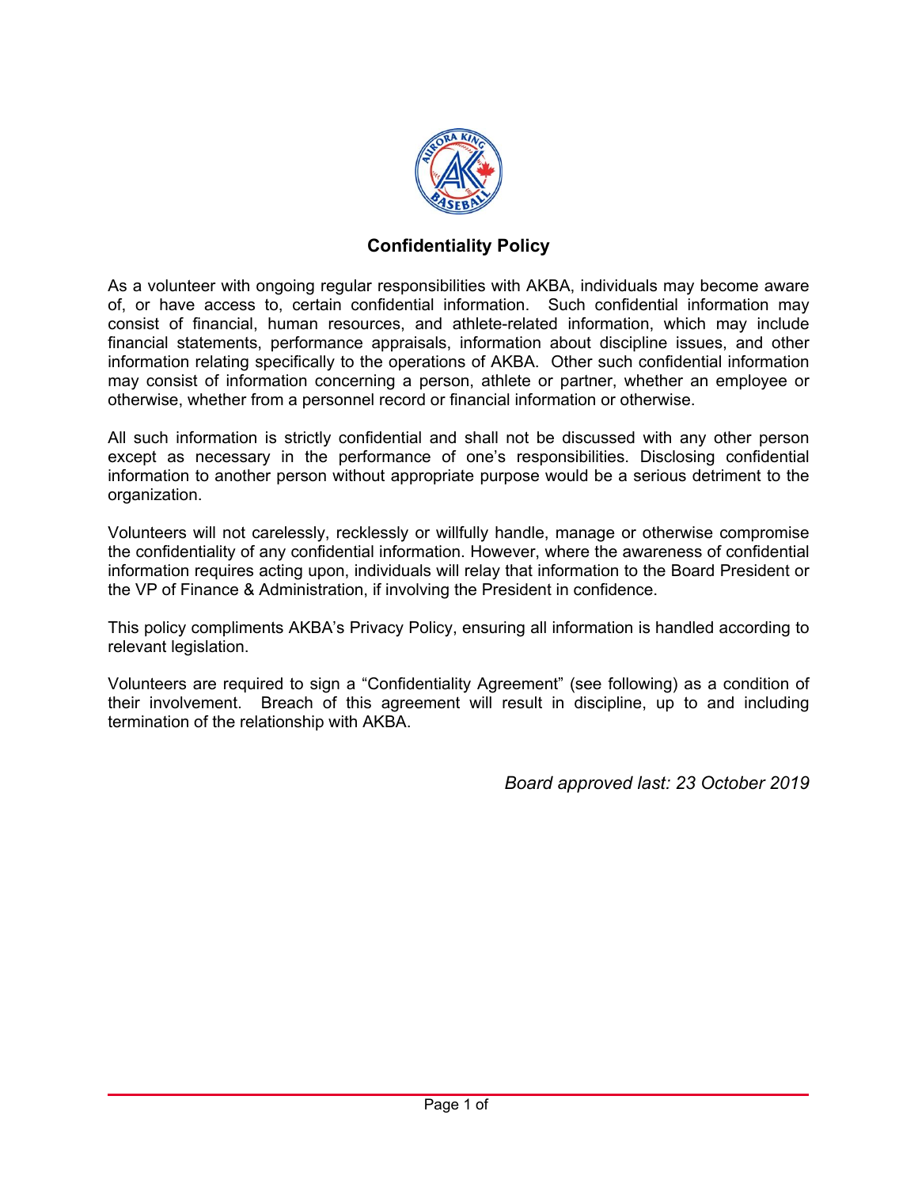# Confidentiality Policy

As a volunteer with ongoing regular responsibilities with AKBA, individuals may become aware of, or have access to, certain confidential information. Such confidential information may consist of financial, human resources, and athlete-related information, which may include financial statements, performance appraisals, information about discipline issues, and other information relating specifically to the operations of AKBA. Other such confidential information may consist of information concerning a person, athlete or partner, whether an employee or otherwise, whether from a personnel record or financial information or otherwise.

All such information is strictly confidential and shall not be discussed with any other person except as necessary in the performance of one's responsibilities. Disclosing confidential information to another person without appropriate purpose would be a serious detriment to the organization.

Volunteers will not carelessly, recklessly or willfully handle, manage or otherwise compromise the confidentiality of any confidential information. However, where the awareness of confidential information requires acting upon, individuals will relay that information to the Board President or the VP of Finance & Administration, if involving the President in confidence.

This policy compliments AKBA's Privacy Policy, ensuring all information is handled according to relevant legislation.

Volunteers are required to sign a "Confidentiality Agreement" (see following) as a condition of their involvement. Breach of this agreement will result in discipline, up to and including termination of the relationship with AKBA.

*Board approved last: 23 October 2019*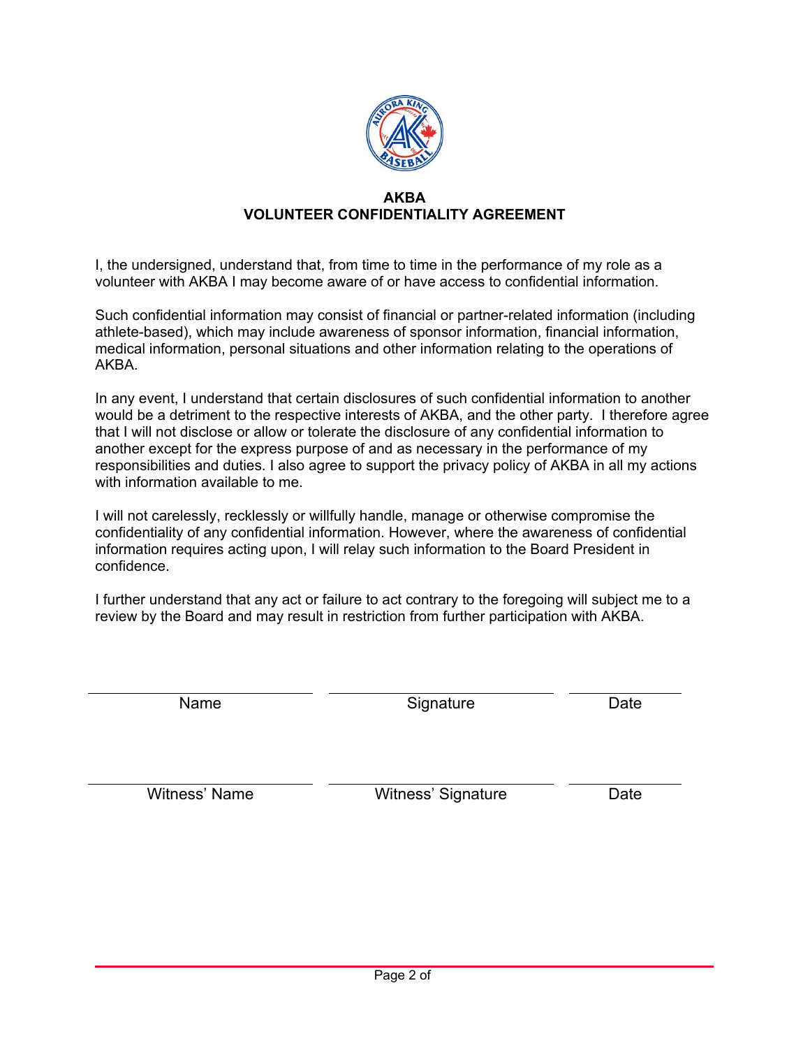# AKBA
# VOLUNTEER CONFIDENTIALITY AGREEMENT

I, the undersigned, understand that, from time to time in the performance of my role as a volunteer with AKBA I may become aware of or have access to confidential information.

Such confidential information may consist of financial or partner-related information (including athlete-based), which may include awareness of sponsor information, financial information, medical information, personal situations and other information relating to the operations of AKBA.

In any event, I understand that certain disclosures of such confidential information to another would be a detriment to the respective interests of AKBA, and the other party. I therefore agree that I will not disclose or allow or tolerate the disclosure of any confidential information to another except for the express purpose of and as necessary in the performance of my responsibilities and duties. I also agree to support the privacy policy of AKBA in all my actions with information available to me.

I will not carelessly, recklessly or willfully handle, manage or otherwise compromise the confidentiality of any confidential information. However, where the awareness of confidential information requires acting upon, I will relay such information to the Board President in confidence.

I further understand that any act or failure to act contrary to the foregoing will subject me to a review by the Board and may result in restriction from further participation with AKBA.

| | | |
|---|---|---|
| \_\_\_\_\_\_\_\_\_\_\_\_\_\_\_\_\_\_\_\_ | \_\_\_\_\_\_\_\_\_\_\_\_\_\_\_\_\_\_\_\_ | \_\_\_\_\_\_\_\_\_\_ |
| Name | Signature | Date |
| \_\_\_\_\_\_\_\_\_\_\_\_\_\_\_\_\_\_\_\_ | \_\_\_\_\_\_\_\_\_\_\_\_\_\_\_\_\_\_\_\_ | \_\_\_\_\_\_\_\_\_\_ |
| Witness' Name | Witness' Signature | Date |